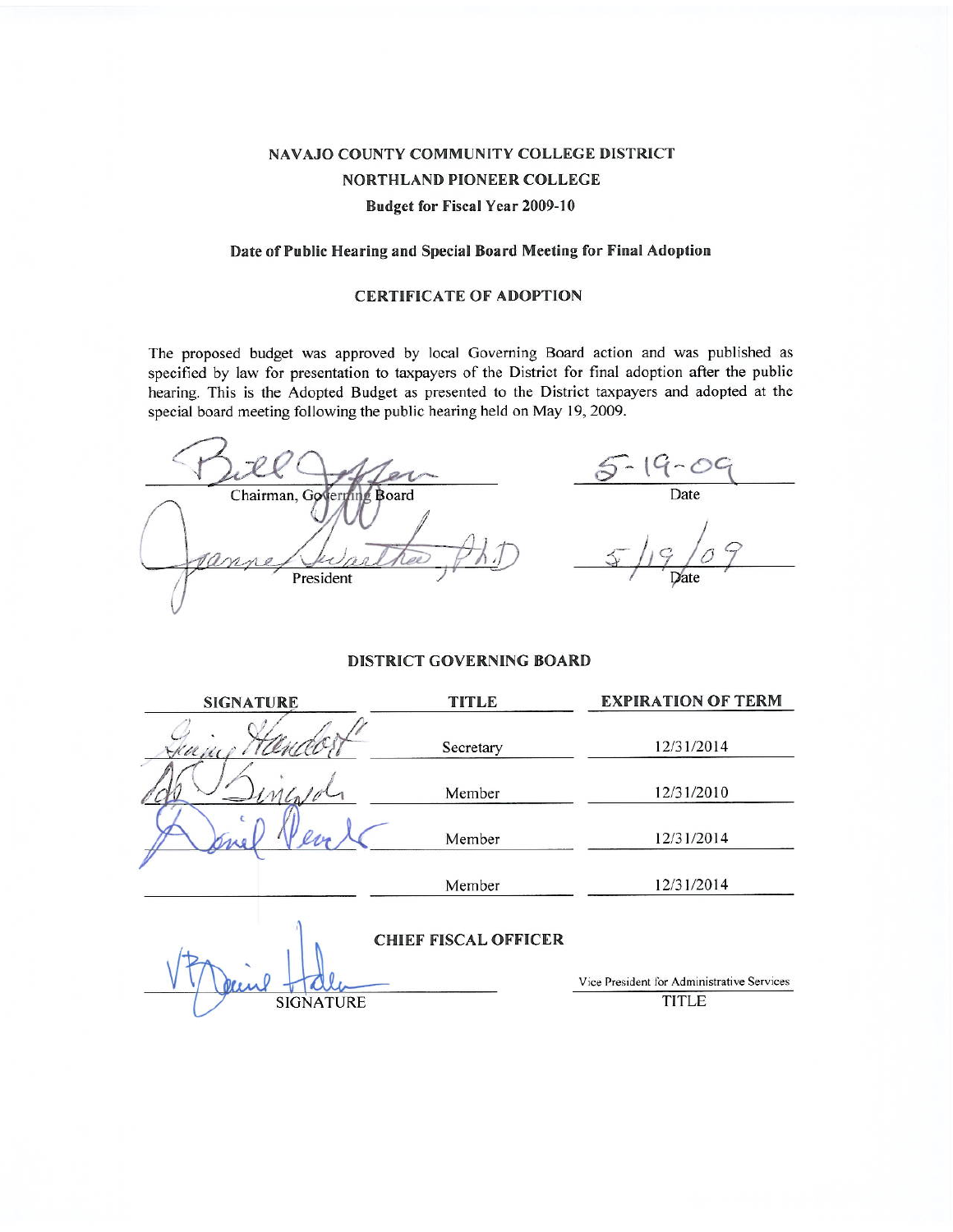# NAVAJO COUNTY COMMUNITY COLLEGE DISTRICT
# NORTHLAND PIONEER COLLEGE
## Budget for Fiscal Year 2009-10

### Date of Public Hearing and Special Board Meeting for Final Adoption

### CERTIFICATE OF ADOPTION

The proposed budget was approved by local Governing Board action and was published as specified by law for presentation to taxpayers of the District for final adoption after the public hearing. This is the Adopted Budget as presented to the District taxpayers and adopted at the special board meeting following the public hearing held on May 19, 2009.

| | |
|---|---|
| Bill Jeffers | 5-19-09 |
| Chairman, Governing Board | Date |
| Jeanne Swarthout, PhD | 5/19/09 |
| President | Date |

### DISTRICT GOVERNING BOARD

| SIGNATURE | TITLE | EXPIRATION OF TERM |
|---|---|---|
| Ginny Handorf | Secretary | 12/31/2014 |
| Ad Sinicrope | Member | 12/31/2010 |
| Daniel Peaches | Member | 12/31/2014 |
| | Member | 12/31/2014 |

### CHIEF FISCAL OFFICER

| | |
|---|---|
| Blaine Hatch | Vice President for Administrative Services |
| SIGNATURE | TITLE |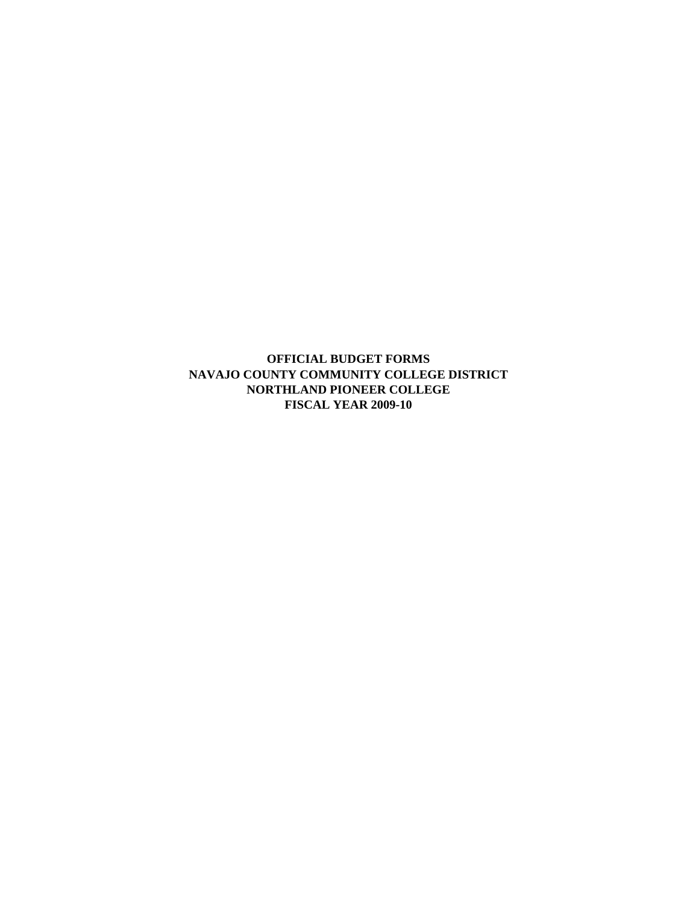# OFFICIAL BUDGET FORMS
# NAVAJO COUNTY COMMUNITY COLLEGE DISTRICT
# NORTHLAND PIONEER COLLEGE
# FISCAL YEAR 2009-10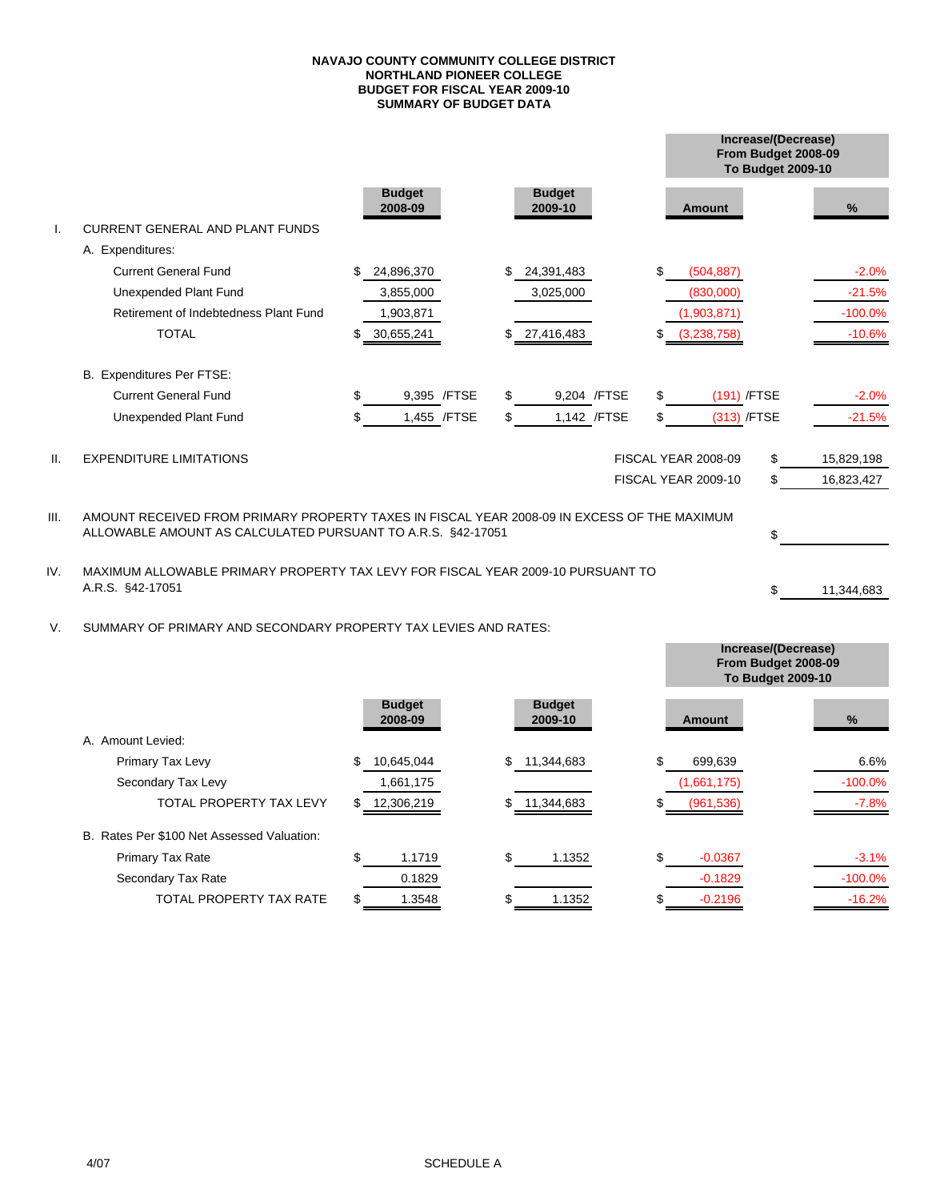**NAVAJO COUNTY COMMUNITY COLLEGE DISTRICT**
**NORTHLAND PIONEER COLLEGE**
**BUDGET FOR FISCAL YEAR 2009-10**
**SUMMARY OF BUDGET DATA**

| | | Budget 2008-09 | Budget 2009-10 | Increase/(Decrease) From Budget 2008-09 To Budget 2009-10 Amount | % |
|---|---|---|---|---|---|
| I. | CURRENT GENERAL AND PLANT FUNDS | | | | |
| | A. Expenditures: | | | | |
| | Current General Fund | $ 24,896,370 | $ 24,391,483 | $ (504,887) | -2.0% |
| | Unexpended Plant Fund | 3,855,000 | 3,025,000 | (830,000) | -21.5% |
| | Retirement of Indebtedness Plant Fund | 1,903,871 | | (1,903,871) | -100.0% |
| | TOTAL | $ 30,655,241 | $ 27,416,483 | $ (3,238,758) | -10.6% |
| | B. Expenditures Per FTSE: | | | | |
| | Current General Fund | $ 9,395 /FTSE | $ 9,204 /FTSE | $ (191) /FTSE | -2.0% |
| | Unexpended Plant Fund | $ 1,455 /FTSE | $ 1,142 /FTSE | $ (313) /FTSE | -21.5% |

II. EXPENDITURE LIMITATIONS

| | |
|---|---|
| FISCAL YEAR 2008-09 | $ 15,829,198 |
| FISCAL YEAR 2009-10 | $ 16,823,427 |

III. AMOUNT RECEIVED FROM PRIMARY PROPERTY TAXES IN FISCAL YEAR 2008-09 IN EXCESS OF THE MAXIMUM ALLOWABLE AMOUNT AS CALCULATED PURSUANT TO A.R.S. §42-17051 $ ________

IV. MAXIMUM ALLOWABLE PRIMARY PROPERTY TAX LEVY FOR FISCAL YEAR 2009-10 PURSUANT TO A.R.S. §42-17051 $ 11,344,683

V. SUMMARY OF PRIMARY AND SECONDARY PROPERTY TAX LEVIES AND RATES:

| | Budget 2008-09 | Budget 2009-10 | Increase/(Decrease) From Budget 2008-09 To Budget 2009-10 Amount | % |
|---|---|---|---|---|
| A. Amount Levied: | | | | |
| Primary Tax Levy | $ 10,645,044 | $ 11,344,683 | $ 699,639 | 6.6% |
| Secondary Tax Levy | 1,661,175 | | (1,661,175) | -100.0% |
| TOTAL PROPERTY TAX LEVY | $ 12,306,219 | $ 11,344,683 | $ (961,536) | -7.8% |
| B. Rates Per $100 Net Assessed Valuation: | | | | |
| Primary Tax Rate | $ 1.1719 | $ 1.1352 | $ -0.0367 | -3.1% |
| Secondary Tax Rate | 0.1829 | | -0.1829 | -100.0% |
| TOTAL PROPERTY TAX RATE | $ 1.3548 | $ 1.1352 | $ -0.2196 | -16.2% |

4/07 SCHEDULE A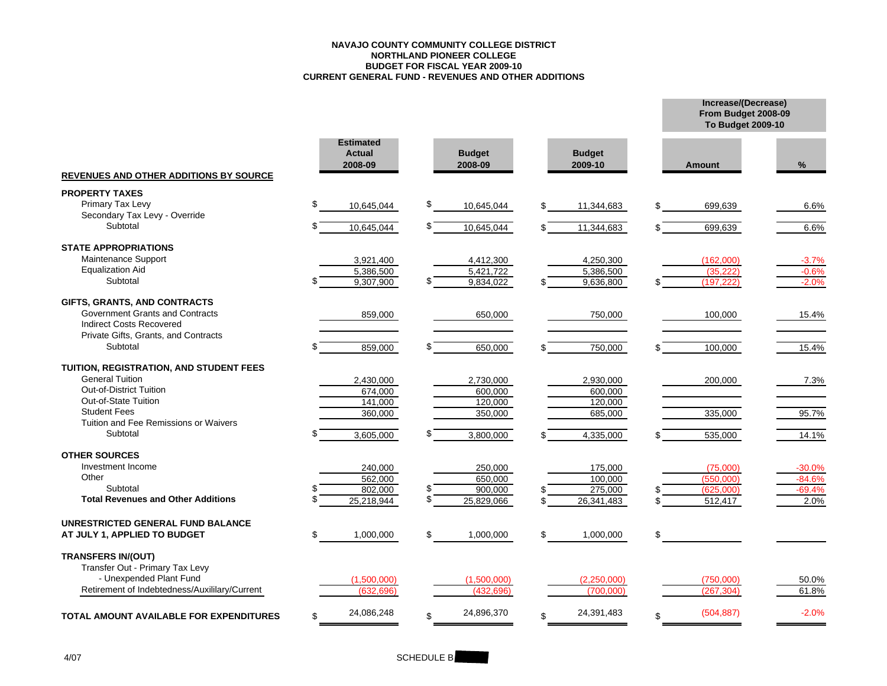**NAVAJO COUNTY COMMUNITY COLLEGE DISTRICT**
**NORTHLAND PIONEER COLLEGE**
**BUDGET FOR FISCAL YEAR 2009-10**
**CURRENT GENERAL FUND - REVENUES AND OTHER ADDITIONS**

| REVENUES AND OTHER ADDITIONS BY SOURCE | Estimated Actual 2008-09 | Budget 2008-09 | Budget 2009-10 | Increase/(Decrease) From Budget 2008-09 To Budget 2009-10 | |
|---|---|---|---|---|---|
| | | | | Amount | % |
| **PROPERTY TAXES** | | | | | |
| Primary Tax Levy | $ 10,645,044 | $ 10,645,044 | $ 11,344,683 | $ 699,639 | 6.6% |
| Secondary Tax Levy - Override | | | | | |
| Subtotal | $ 10,645,044 | $ 10,645,044 | $ 11,344,683 | $ 699,639 | 6.6% |
| **STATE APPROPRIATIONS** | | | | | |
| Maintenance Support | 3,921,400 | 4,412,300 | 4,250,300 | (162,000) | -3.7% |
| Equalization Aid | 5,386,500 | 5,421,722 | 5,386,500 | (35,222) | -0.6% |
| Subtotal | $ 9,307,900 | $ 9,834,022 | $ 9,636,800 | $ (197,222) | -2.0% |
| **GIFTS, GRANTS, AND CONTRACTS** | | | | | |
| Government Grants and Contracts | 859,000 | 650,000 | 750,000 | 100,000 | 15.4% |
| Indirect Costs Recovered | | | | | |
| Private Gifts, Grants, and Contracts | | | | | |
| Subtotal | $ 859,000 | $ 650,000 | $ 750,000 | $ 100,000 | 15.4% |
| **TUITION, REGISTRATION, AND STUDENT FEES** | | | | | |
| General Tuition | 2,430,000 | 2,730,000 | 2,930,000 | 200,000 | 7.3% |
| Out-of-District Tuition | 674,000 | 600,000 | 600,000 | | |
| Out-of-State Tuition | 141,000 | 120,000 | 120,000 | | |
| Student Fees | 360,000 | 350,000 | 685,000 | 335,000 | 95.7% |
| Tuition and Fee Remissions or Waivers | | | | | |
| Subtotal | $ 3,605,000 | $ 3,800,000 | $ 4,335,000 | $ 535,000 | 14.1% |
| **OTHER SOURCES** | | | | | |
| Investment Income | 240,000 | 250,000 | 175,000 | (75,000) | -30.0% |
| Other | 562,000 | 650,000 | 100,000 | (550,000) | -84.6% |
| Subtotal | $ 802,000 | $ 900,000 | $ 275,000 | $ (625,000) | -69.4% |
| **Total Revenues and Other Additions** | $ 25,218,944 | $ 25,829,066 | $ 26,341,483 | $ 512,417 | 2.0% |
| **UNRESTRICTED GENERAL FUND BALANCE AT JULY 1, APPLIED TO BUDGET** | $ 1,000,000 | $ 1,000,000 | $ 1,000,000 | $ | |
| **TRANSFERS IN/(OUT)** | | | | | |
| Transfer Out - Primary Tax Levy - Unexpended Plant Fund | (1,500,000) | (1,500,000) | (2,250,000) | (750,000) | 50.0% |
| Retirement of Indebtedness/Auxililary/Current | (632,696) | (432,696) | (700,000) | (267,304) | 61.8% |
| **TOTAL AMOUNT AVAILABLE FOR EXPENDITURES** | $ 24,086,248 | $ 24,896,370 | $ 24,391,483 | $ (504,887) | -2.0% |

4/07

SCHEDULE B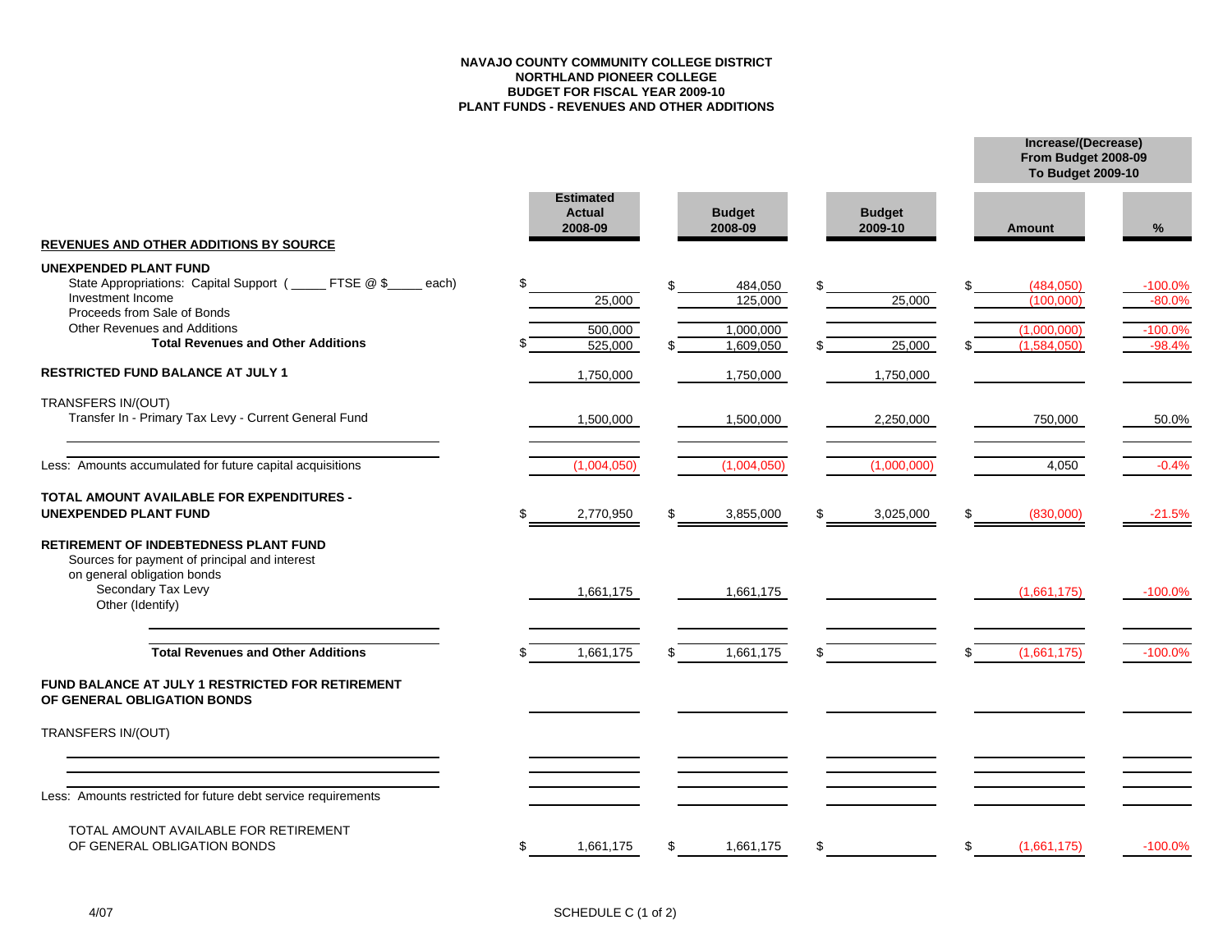**NAVAJO COUNTY COMMUNITY COLLEGE DISTRICT**
**NORTHLAND PIONEER COLLEGE**
**BUDGET FOR FISCAL YEAR 2009-10**
**PLANT FUNDS - REVENUES AND OTHER ADDITIONS**

| REVENUES AND OTHER ADDITIONS BY SOURCE | Estimated Actual 2008-09 | Budget 2008-09 | Budget 2009-10 | Increase/(Decrease) From Budget 2008-09 To Budget 2009-10 Amount | % |
|---|---|---|---|---|---|
| **UNEXPENDED PLANT FUND** | | | | | |
| State Appropriations: Capital Support ( _____ FTSE @ $_____ each) | $ | $ 484,050 | $ | $ (484,050) | -100.0% |
| Investment Income | 25,000 | 125,000 | 25,000 | (100,000) | -80.0% |
| Proceeds from Sale of Bonds | | | | | |
| Other Revenues and Additions | 500,000 | 1,000,000 | | (1,000,000) | -100.0% |
| **Total Revenues and Other Additions** | $ 525,000 | $ 1,609,050 | $ 25,000 | $ (1,584,050) | -98.4% |
| **RESTRICTED FUND BALANCE AT JULY 1** | 1,750,000 | 1,750,000 | 1,750,000 | | |
| TRANSFERS IN/(OUT) | | | | | |
| Transfer In - Primary Tax Levy - Current General Fund | 1,500,000 | 1,500,000 | 2,250,000 | 750,000 | 50.0% |
| Less: Amounts accumulated for future capital acquisitions | (1,004,050) | (1,004,050) | (1,000,000) | 4,050 | -0.4% |
| **TOTAL AMOUNT AVAILABLE FOR EXPENDITURES - UNEXPENDED PLANT FUND** | $ 2,770,950 | $ 3,855,000 | $ 3,025,000 | $ (830,000) | -21.5% |
| **RETIREMENT OF INDEBTEDNESS PLANT FUND** | | | | | |
| Sources for payment of principal and interest on general obligation bonds | | | | | |
| Secondary Tax Levy | 1,661,175 | 1,661,175 | | (1,661,175) | -100.0% |
| Other (Identify) | | | | | |
| **Total Revenues and Other Additions** | $ 1,661,175 | $ 1,661,175 | $ | $ (1,661,175) | -100.0% |
| **FUND BALANCE AT JULY 1 RESTRICTED FOR RETIREMENT OF GENERAL OBLIGATION BONDS** | | | | | |
| TRANSFERS IN/(OUT) | | | | | |
| Less: Amounts restricted for future debt service requirements | | | | | |
| TOTAL AMOUNT AVAILABLE FOR RETIREMENT OF GENERAL OBLIGATION BONDS | $ 1,661,175 | $ 1,661,175 | $ | $ (1,661,175) | -100.0% |

4/07

SCHEDULE C (1 of 2)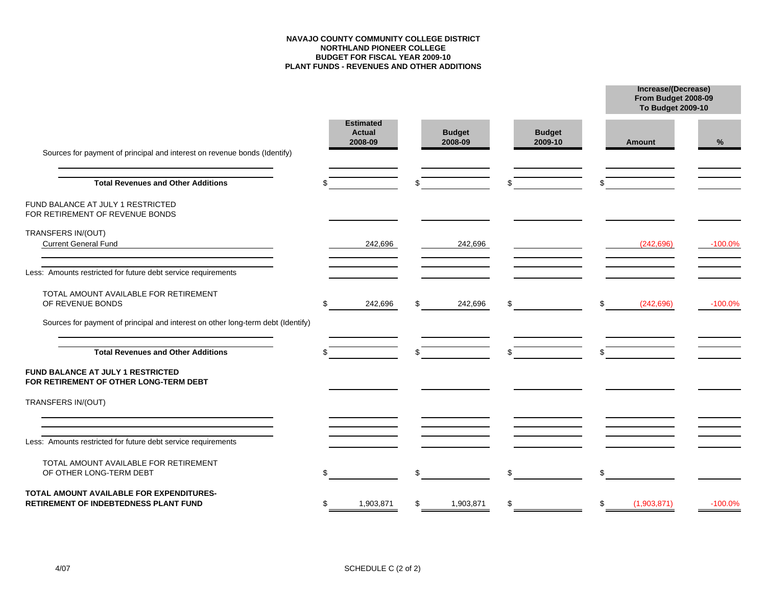**NAVAJO COUNTY COMMUNITY COLLEGE DISTRICT**
**NORTHLAND PIONEER COLLEGE**
**BUDGET FOR FISCAL YEAR 2009-10**
**PLANT FUNDS - REVENUES AND OTHER ADDITIONS**

| | Estimated Actual 2008-09 | Budget 2008-09 | Budget 2009-10 | Increase/(Decrease) From Budget 2008-09 To Budget 2009-10 Amount | % |
|---|---|---|---|---|---|
| Sources for payment of principal and interest on revenue bonds (Identify) | | | | | |
| | | | | | |
| **Total Revenues and Other Additions** | $ | $ | $ | $ | |
| FUND BALANCE AT JULY 1 RESTRICTED FOR RETIREMENT OF REVENUE BONDS | | | | | |
| TRANSFERS IN/(OUT) | | | | | |
| Current General Fund | 242,696 | 242,696 | | (242,696) | -100.0% |
| | | | | | |
| Less: Amounts restricted for future debt service requirements | | | | | |
| TOTAL AMOUNT AVAILABLE FOR RETIREMENT OF REVENUE BONDS | $ 242,696 | $ 242,696 | $ | $ (242,696) | -100.0% |
| Sources for payment of principal and interest on other long-term debt (Identify) | | | | | |
| | | | | | |
| **Total Revenues and Other Additions** | $ | $ | $ | $ | |
| **FUND BALANCE AT JULY 1 RESTRICTED FOR RETIREMENT OF OTHER LONG-TERM DEBT** | | | | | |
| TRANSFERS IN/(OUT) | | | | | |
| | | | | | |
| | | | | | |
| Less: Amounts restricted for future debt service requirements | | | | | |
| TOTAL AMOUNT AVAILABLE FOR RETIREMENT OF OTHER LONG-TERM DEBT | $ | $ | $ | $ | |
| **TOTAL AMOUNT AVAILABLE FOR EXPENDITURES-RETIREMENT OF INDEBTEDNESS PLANT FUND** | $ 1,903,871 | $ 1,903,871 | $ | $ (1,903,871) | -100.0% |

4/07

SCHEDULE C (2 of 2)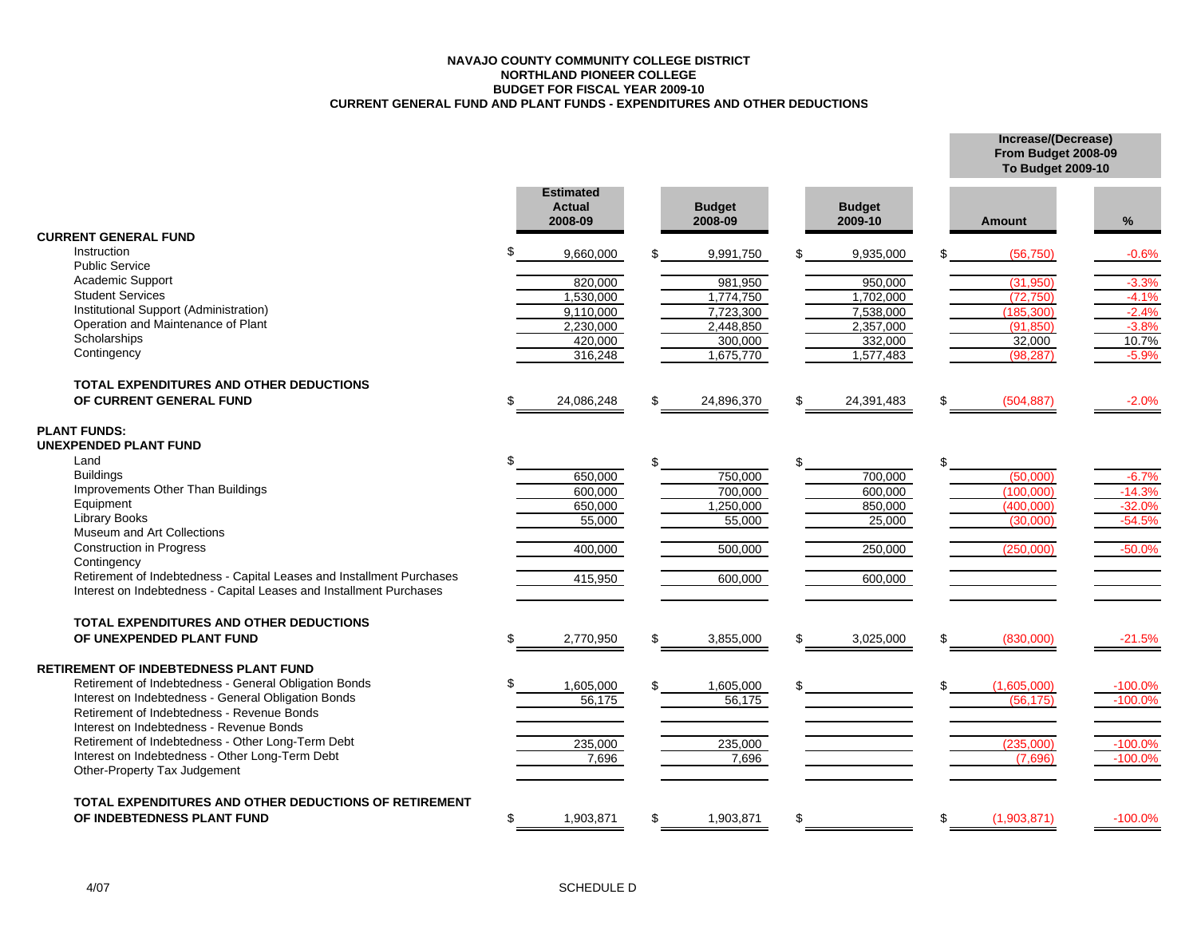**NAVAJO COUNTY COMMUNITY COLLEGE DISTRICT**
**NORTHLAND PIONEER COLLEGE**
**BUDGET FOR FISCAL YEAR 2009-10**
**CURRENT GENERAL FUND AND PLANT FUNDS - EXPENDITURES AND OTHER DEDUCTIONS**

| | Estimated Actual 2008-09 | Budget 2008-09 | Budget 2009-10 | Increase/(Decrease) From Budget 2008-09 To Budget 2009-10 | |
|---|---|---|---|---|---|
| | | | | Amount | % |
| **CURRENT GENERAL FUND** | | | | | |
| Instruction | $ 9,660,000 | $ 9,991,750 | $ 9,935,000 | $ (56,750) | -0.6% |
| Public Service | | | | | |
| Academic Support | 820,000 | 981,950 | 950,000 | (31,950) | -3.3% |
| Student Services | 1,530,000 | 1,774,750 | 1,702,000 | (72,750) | -4.1% |
| Institutional Support (Administration) | 9,110,000 | 7,723,300 | 7,538,000 | (185,300) | -2.4% |
| Operation and Maintenance of Plant | 2,230,000 | 2,448,850 | 2,357,000 | (91,850) | -3.8% |
| Scholarships | 420,000 | 300,000 | 332,000 | 32,000 | 10.7% |
| Contingency | 316,248 | 1,675,770 | 1,577,483 | (98,287) | -5.9% |
| **TOTAL EXPENDITURES AND OTHER DEDUCTIONS OF CURRENT GENERAL FUND** | $ 24,086,248 | $ 24,896,370 | $ 24,391,483 | $ (504,887) | -2.0% |
| **PLANT FUNDS:** | | | | | |
| **UNEXPENDED PLANT FUND** | | | | | |
| Land | $ | $ | $ | $ | |
| Buildings | 650,000 | 750,000 | 700,000 | (50,000) | -6.7% |
| Improvements Other Than Buildings | 600,000 | 700,000 | 600,000 | (100,000) | -14.3% |
| Equipment | 650,000 | 1,250,000 | 850,000 | (400,000) | -32.0% |
| Library Books | 55,000 | 55,000 | 25,000 | (30,000) | -54.5% |
| Museum and Art Collections | | | | | |
| Construction in Progress | 400,000 | 500,000 | 250,000 | (250,000) | -50.0% |
| Contingency | | | | | |
| Retirement of Indebtedness - Capital Leases and Installment Purchases | 415,950 | 600,000 | 600,000 | | |
| Interest on Indebtedness - Capital Leases and Installment Purchases | | | | | |
| **TOTAL EXPENDITURES AND OTHER DEDUCTIONS OF UNEXPENDED PLANT FUND** | $ 2,770,950 | $ 3,855,000 | $ 3,025,000 | $ (830,000) | -21.5% |
| **RETIREMENT OF INDEBTEDNESS PLANT FUND** | | | | | |
| Retirement of Indebtedness - General Obligation Bonds | $ 1,605,000 | $ 1,605,000 | $ | $ (1,605,000) | -100.0% |
| Interest on Indebtedness - General Obligation Bonds | 56,175 | 56,175 | | (56,175) | -100.0% |
| Retirement of Indebtedness - Revenue Bonds | | | | | |
| Interest on Indebtedness - Revenue Bonds | | | | | |
| Retirement of Indebtedness - Other Long-Term Debt | 235,000 | 235,000 | | (235,000) | -100.0% |
| Interest on Indebtedness - Other Long-Term Debt | 7,696 | 7,696 | | (7,696) | -100.0% |
| Other-Property Tax Judgement | | | | | |
| **TOTAL EXPENDITURES AND OTHER DEDUCTIONS OF RETIREMENT OF INDEBTEDNESS PLANT FUND** | $ 1,903,871 | $ 1,903,871 | $ | $ (1,903,871) | -100.0% |

4/07 SCHEDULE D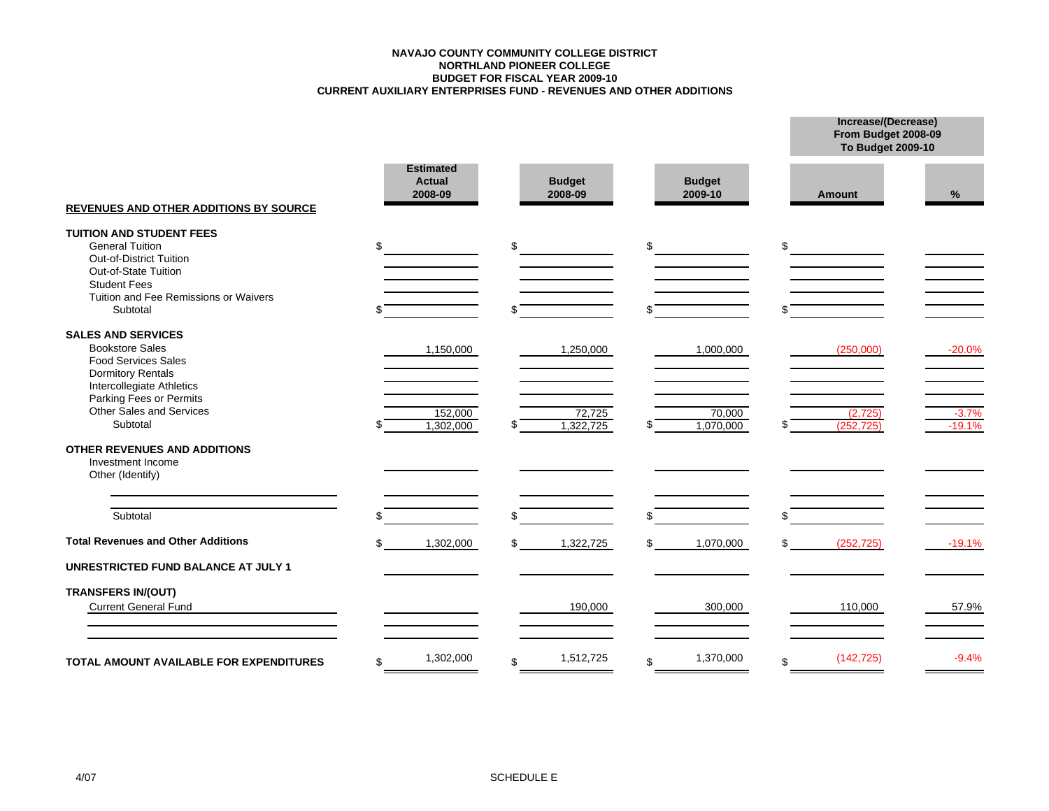**NAVAJO COUNTY COMMUNITY COLLEGE DISTRICT**
**NORTHLAND PIONEER COLLEGE**
**BUDGET FOR FISCAL YEAR 2009-10**
**CURRENT AUXILIARY ENTERPRISES FUND - REVENUES AND OTHER ADDITIONS**

| REVENUES AND OTHER ADDITIONS BY SOURCE | Estimated Actual 2008-09 | Budget 2008-09 | Budget 2009-10 | Increase/(Decrease) From Budget 2008-09 To Budget 2009-10 Amount | % |
|---|---|---|---|---|---|
| **TUITION AND STUDENT FEES** | | | | | |
| General Tuition | $ | $ | $ | $ | |
| Out-of-District Tuition | | | | | |
| Out-of-State Tuition | | | | | |
| Student Fees | | | | | |
| Tuition and Fee Remissions or Waivers | | | | | |
| Subtotal | $ | $ | $ | $ | |
| **SALES AND SERVICES** | | | | | |
| Bookstore Sales | 1,150,000 | 1,250,000 | 1,000,000 | (250,000) | -20.0% |
| Food Services Sales | | | | | |
| Dormitory Rentals | | | | | |
| Intercollegiate Athletics | | | | | |
| Parking Fees or Permits | | | | | |
| Other Sales and Services | 152,000 | 72,725 | 70,000 | (2,725) | -3.7% |
| Subtotal | $ 1,302,000 | $ 1,322,725 | $ 1,070,000 | $ (252,725) | -19.1% |
| **OTHER REVENUES AND ADDITIONS** | | | | | |
| Investment Income | | | | | |
| Other (Identify) | | | | | |
| | | | | | |
| | | | | | |
| Subtotal | $ | $ | $ | $ | |
| **Total Revenues and Other Additions** | $ 1,302,000 | $ 1,322,725 | $ 1,070,000 | $ (252,725) | -19.1% |
| **UNRESTRICTED FUND BALANCE AT JULY 1** | | | | | |
| **TRANSFERS IN/(OUT)** | | | | | |
| Current General Fund | | 190,000 | 300,000 | 110,000 | 57.9% |
| | | | | | |
| | | | | | |
| **TOTAL AMOUNT AVAILABLE FOR EXPENDITURES** | $ 1,302,000 | $ 1,512,725 | $ 1,370,000 | $ (142,725) | -9.4% |

4/07

SCHEDULE E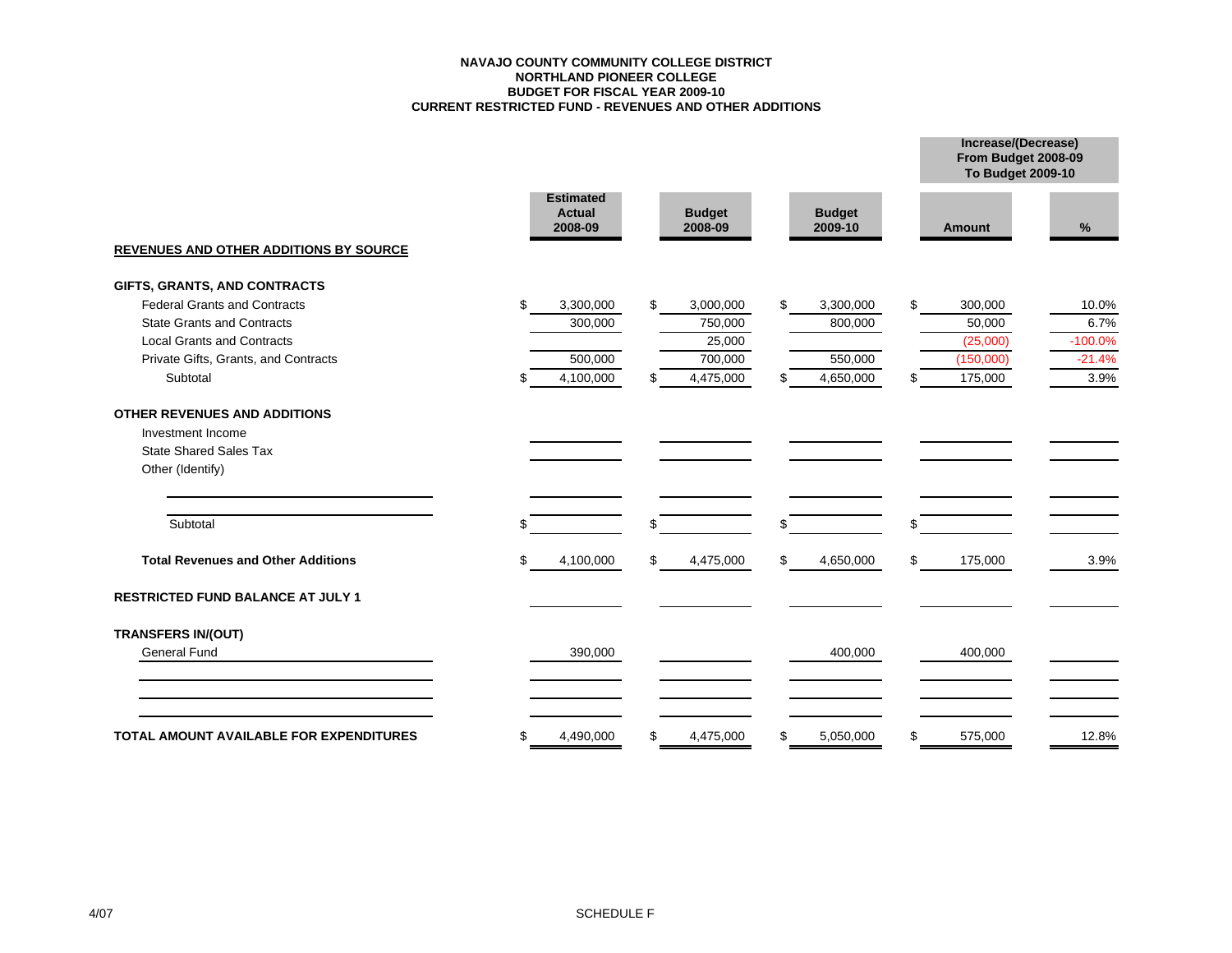**NAVAJO COUNTY COMMUNITY COLLEGE DISTRICT**
**NORTHLAND PIONEER COLLEGE**
**BUDGET FOR FISCAL YEAR 2009-10**
**CURRENT RESTRICTED FUND - REVENUES AND OTHER ADDITIONS**

| | Estimated Actual 2008-09 | Budget 2008-09 | Budget 2009-10 | Increase/(Decrease) From Budget 2008-09 To Budget 2009-10 Amount | % |
|---|---|---|---|---|---|
| **REVENUES AND OTHER ADDITIONS BY SOURCE** | | | | | |
| **GIFTS, GRANTS, AND CONTRACTS** | | | | | |
| Federal Grants and Contracts | $ 3,300,000 | $ 3,000,000 | $ 3,300,000 | $ 300,000 | 10.0% |
| State Grants and Contracts | 300,000 | 750,000 | 800,000 | 50,000 | 6.7% |
| Local Grants and Contracts | | 25,000 | | (25,000) | -100.0% |
| Private Gifts, Grants, and Contracts | 500,000 | 700,000 | 550,000 | (150,000) | -21.4% |
| Subtotal | $ 4,100,000 | $ 4,475,000 | $ 4,650,000 | $ 175,000 | 3.9% |
| **OTHER REVENUES AND ADDITIONS** | | | | | |
| Investment Income | | | | | |
| State Shared Sales Tax | | | | | |
| Other (Identify) | | | | | |
| | | | | | |
| | | | | | |
| Subtotal | $ | $ | $ | $ | |
| **Total Revenues and Other Additions** | $ 4,100,000 | $ 4,475,000 | $ 4,650,000 | $ 175,000 | 3.9% |
| **RESTRICTED FUND BALANCE AT JULY 1** | | | | | |
| **TRANSFERS IN/(OUT)** | | | | | |
| General Fund | 390,000 | | 400,000 | 400,000 | |
| | | | | | |
| | | | | | |
| **TOTAL AMOUNT AVAILABLE FOR EXPENDITURES** | $ 4,490,000 | $ 4,475,000 | $ 5,050,000 | $ 575,000 | 12.8% |

4/07

SCHEDULE F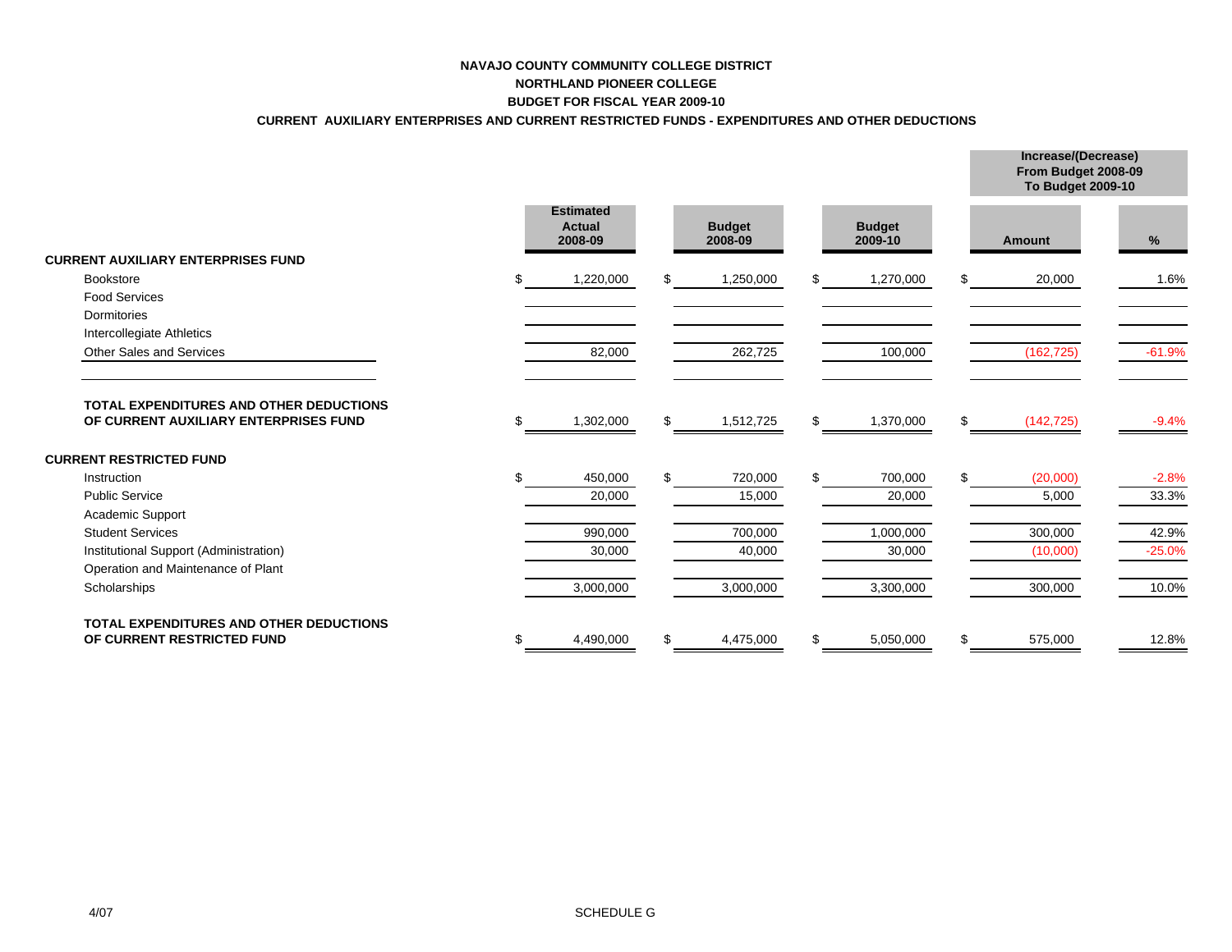**NAVAJO COUNTY COMMUNITY COLLEGE DISTRICT**

**NORTHLAND PIONEER COLLEGE**

**BUDGET FOR FISCAL YEAR 2009-10**

**CURRENT AUXILIARY ENTERPRISES AND CURRENT RESTRICTED FUNDS - EXPENDITURES AND OTHER DEDUCTIONS**

| | Estimated Actual 2008-09 | Budget 2008-09 | Budget 2009-10 | Increase/(Decrease) From Budget 2008-09 To Budget 2009-10 | |
|---|---|---|---|---|---|
| | | | | Amount | % |
| **CURRENT AUXILIARY ENTERPRISES FUND** | | | | | |
| Bookstore | $ 1,220,000 | $ 1,250,000 | $ 1,270,000 | $ 20,000 | 1.6% |
| Food Services | | | | | |
| Dormitories | | | | | |
| Intercollegiate Athletics | | | | | |
| Other Sales and Services | 82,000 | 262,725 | 100,000 | (162,725) | -61.9% |
| | | | | | |
| **TOTAL EXPENDITURES AND OTHER DEDUCTIONS OF CURRENT AUXILIARY ENTERPRISES FUND** | $ 1,302,000 | $ 1,512,725 | $ 1,370,000 | $ (142,725) | -9.4% |
| **CURRENT RESTRICTED FUND** | | | | | |
| Instruction | $ 450,000 | $ 720,000 | $ 700,000 | $ (20,000) | -2.8% |
| Public Service | 20,000 | 15,000 | 20,000 | 5,000 | 33.3% |
| Academic Support | | | | | |
| Student Services | 990,000 | 700,000 | 1,000,000 | 300,000 | 42.9% |
| Institutional Support (Administration) | 30,000 | 40,000 | 30,000 | (10,000) | -25.0% |
| Operation and Maintenance of Plant | | | | | |
| Scholarships | 3,000,000 | 3,000,000 | 3,300,000 | 300,000 | 10.0% |
| **TOTAL EXPENDITURES AND OTHER DEDUCTIONS OF CURRENT RESTRICTED FUND** | $ 4,490,000 | $ 4,475,000 | $ 5,050,000 | $ 575,000 | 12.8% |

4/07

SCHEDULE G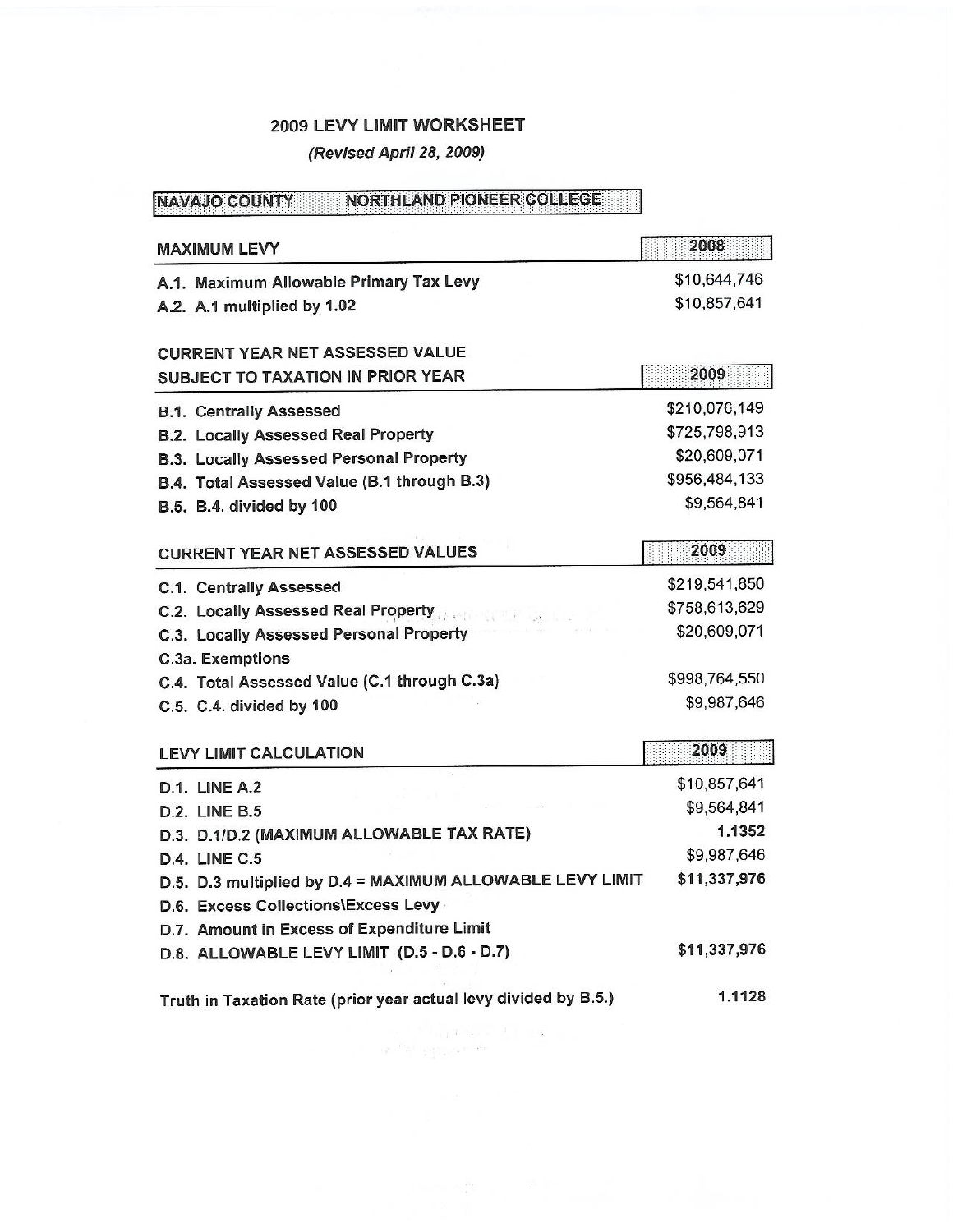# 2009 LEVY LIMIT WORKSHEET

*(Revised April 28, 2009)*

**NAVAJO COUNTY NORTHLAND PIONEER COLLEGE**

| MAXIMUM LEVY | 2008 |
|---|---|
| A.1. Maximum Allowable Primary Tax Levy | $10,644,746 |
| A.2. A.1 multiplied by 1.02 | $10,857,641 |

| CURRENT YEAR NET ASSESSED VALUE SUBJECT TO TAXATION IN PRIOR YEAR | 2009 |
|---|---|
| B.1. Centrally Assessed | $210,076,149 |
| B.2. Locally Assessed Real Property | $725,798,913 |
| B.3. Locally Assessed Personal Property | $20,609,071 |
| B.4. Total Assessed Value (B.1 through B.3) | $956,484,133 |
| B.5. B.4. divided by 100 | $9,564,841 |

| CURRENT YEAR NET ASSESSED VALUES | 2009 |
|---|---|
| C.1. Centrally Assessed | $219,541,850 |
| C.2. Locally Assessed Real Property | $758,613,629 |
| C.3. Locally Assessed Personal Property | $20,609,071 |
| C.3a. Exemptions | |
| C.4. Total Assessed Value (C.1 through C.3a) | $998,764,550 |
| C.5. C.4. divided by 100 | $9,987,646 |

| LEVY LIMIT CALCULATION | 2009 |
|---|---|
| D.1. LINE A.2 | $10,857,641 |
| D.2. LINE B.5 | $9,564,841 |
| D.3. D.1/D.2 (MAXIMUM ALLOWABLE TAX RATE) | 1.1352 |
| D.4. LINE C.5 | $9,987,646 |
| D.5. D.3 multiplied by D.4 = MAXIMUM ALLOWABLE LEVY LIMIT | $11,337,976 |
| D.6. Excess Collections\Excess Levy | |
| D.7. Amount in Excess of Expenditure Limit | |
| D.8. ALLOWABLE LEVY LIMIT (D.5 - D.6 - D.7) | **$11,337,976** |

Truth in Taxation Rate (prior year actual levy divided by B.5.) 1.1128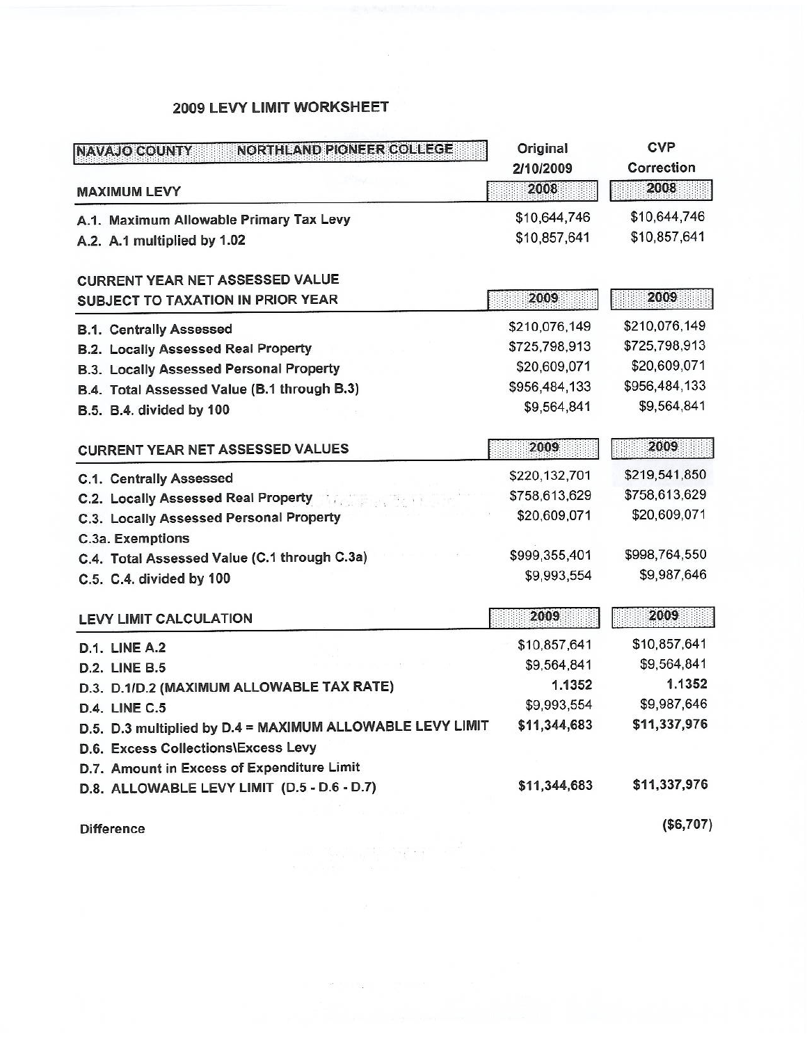# 2009 LEVY LIMIT WORKSHEET

| NAVAJO COUNTY NORTHLAND PIONEER COLLEGE | Original 2/10/2009 | CVP Correction |
|---|---|---|
| **MAXIMUM LEVY** | 2008 | 2008 |
| **A.1. Maximum Allowable Primary Tax Levy** | $10,644,746 | $10,644,746 |
| **A.2. A.1 multiplied by 1.02** | $10,857,641 | $10,857,641 |
| | | |
| **CURRENT YEAR NET ASSESSED VALUE SUBJECT TO TAXATION IN PRIOR YEAR** | 2009 | 2009 |
| **B.1. Centrally Assessed** | $210,076,149 | $210,076,149 |
| **B.2. Locally Assessed Real Property** | $725,798,913 | $725,798,913 |
| **B.3. Locally Assessed Personal Property** | $20,609,071 | $20,609,071 |
| **B.4. Total Assessed Value (B.1 through B.3)** | $956,484,133 | $956,484,133 |
| **B.5. B.4. divided by 100** | $9,564,841 | $9,564,841 |
| | | |
| **CURRENT YEAR NET ASSESSED VALUES** | 2009 | 2009 |
| **C.1. Centrally Assessed** | $220,132,701 | $219,541,850 |
| **C.2. Locally Assessed Real Property** | $758,613,629 | $758,613,629 |
| **C.3. Locally Assessed Personal Property** | $20,609,071 | $20,609,071 |
| **C.3a. Exemptions** | | |
| **C.4. Total Assessed Value (C.1 through C.3a)** | $999,355,401 | $998,764,550 |
| **C.5. C.4. divided by 100** | $9,993,554 | $9,987,646 |
| | | |
| **LEVY LIMIT CALCULATION** | 2009 | 2009 |
| **D.1. LINE A.2** | $10,857,641 | $10,857,641 |
| **D.2. LINE B.5** | $9,564,841 | $9,564,841 |
| **D.3. D.1/D.2 (MAXIMUM ALLOWABLE TAX RATE)** | **1.1352** | **1.1352** |
| **D.4. LINE C.5** | $9,993,554 | $9,987,646 |
| **D.5. D.3 multiplied by D.4 = MAXIMUM ALLOWABLE LEVY LIMIT** | **$11,344,683** | **$11,337,976** |
| **D.6. Excess Collections\Excess Levy** | | |
| **D.7. Amount in Excess of Expenditure Limit** | | |
| **D.8. ALLOWABLE LEVY LIMIT (D.5 - D.6 - D.7)** | **$11,344,683** | **$11,337,976** |
| | | |
| Difference | | **($6,707)** |